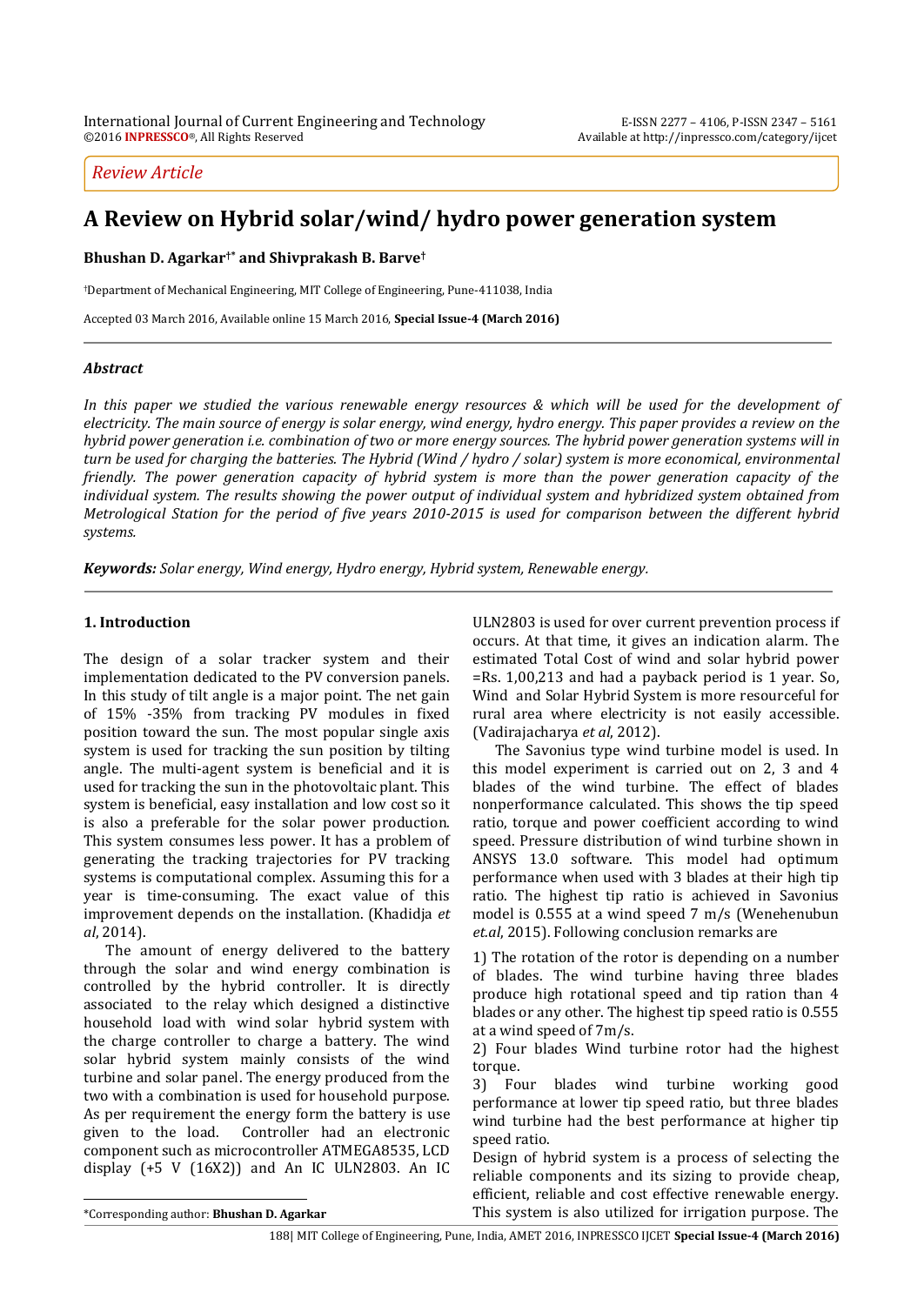International Journal of Current Engineering and Technology
©2016 INPRESSCO®, All Rights Reserved

E-ISSN 2277 – 4106, P-ISSN 2347 – 5161
Available at http://inpressco.com/category/ijcet

*Review Article*

# A Review on Hybrid solar/wind/ hydro power generation system

**Bhushan D. Agarkar[†*] and Shivprakash B. Barve[†]**

[†]Department of Mechanical Engineering, MIT College of Engineering, Pune-411038, India

Accepted 03 March 2016, Available online 15 March 2016, **Special Issue-4 (March 2016)**

## *Abstract*

*In this paper we studied the various renewable energy resources & which will be used for the development of electricity. The main source of energy is solar energy, wind energy, hydro energy. This paper provides a review on the hybrid power generation i.e. combination of two or more energy sources. The hybrid power generation systems will in turn be used for charging the batteries. The Hybrid (Wind / hydro / solar) system is more economical, environmental friendly. The power generation capacity of hybrid system is more than the power generation capacity of the individual system. The results showing the power output of individual system and hybridized system obtained from Metrological Station for the period of five years 2010-2015 is used for comparison between the different hybrid systems.*

***Keywords:*** *Solar energy, Wind energy, Hydro energy, Hybrid system, Renewable energy.*

## 1. Introduction

The design of a solar tracker system and their implementation dedicated to the PV conversion panels. In this study of tilt angle is a major point. The net gain of 15% -35% from tracking PV modules in fixed position toward the sun. The most popular single axis system is used for tracking the sun position by tilting angle. The multi-agent system is beneficial and it is used for tracking the sun in the photovoltaic plant. This system is beneficial, easy installation and low cost so it is also a preferable for the solar power production. This system consumes less power. It has a problem of generating the tracking trajectories for PV tracking systems is computational complex. Assuming this for a year is time-consuming. The exact value of this improvement depends on the installation. (Khadidja *et al*, 2014).

The amount of energy delivered to the battery through the solar and wind energy combination is controlled by the hybrid controller. It is directly associated to the relay which designed a distinctive household load with wind solar hybrid system with the charge controller to charge a battery. The wind solar hybrid system mainly consists of the wind turbine and solar panel. The energy produced from the two with a combination is used for household purpose. As per requirement the energy form the battery is use given to the load. Controller had an electronic component such as microcontroller ATMEGA8535, LCD display (+5 V (16X2)) and An IC ULN2803. An IC ULN2803 is used for over current prevention process if occurs. At that time, it gives an indication alarm. The estimated Total Cost of wind and solar hybrid power =Rs. 1,00,213 and had a payback period is 1 year. So, Wind and Solar Hybrid System is more resourceful for rural area where electricity is not easily accessible. (Vadirajacharya *et al*, 2012).

The Savonius type wind turbine model is used. In this model experiment is carried out on 2, 3 and 4 blades of the wind turbine. The effect of blades nonperformance calculated. This shows the tip speed ratio, torque and power coefficient according to wind speed. Pressure distribution of wind turbine shown in ANSYS 13.0 software. This model had optimum performance when used with 3 blades at their high tip ratio. The highest tip ratio is achieved in Savonius model is 0.555 at a wind speed 7 m/s (Wenehenubun *et.al*, 2015). Following conclusion remarks are

1) The rotation of the rotor is depending on a number of blades. The wind turbine having three blades produce high rotational speed and tip ration than 4 blades or any other. The highest tip speed ratio is 0.555 at a wind speed of 7m/s.
2) Four blades Wind turbine rotor had the highest torque.
3) Four blades wind turbine working good performance at lower tip speed ratio, but three blades wind turbine had the best performance at higher tip speed ratio.

Design of hybrid system is a process of selecting the reliable components and its sizing to provide cheap, efficient, reliable and cost effective renewable energy. This system is also utilized for irrigation purpose. The

*Corresponding author: **Bhushan D. Agarkar**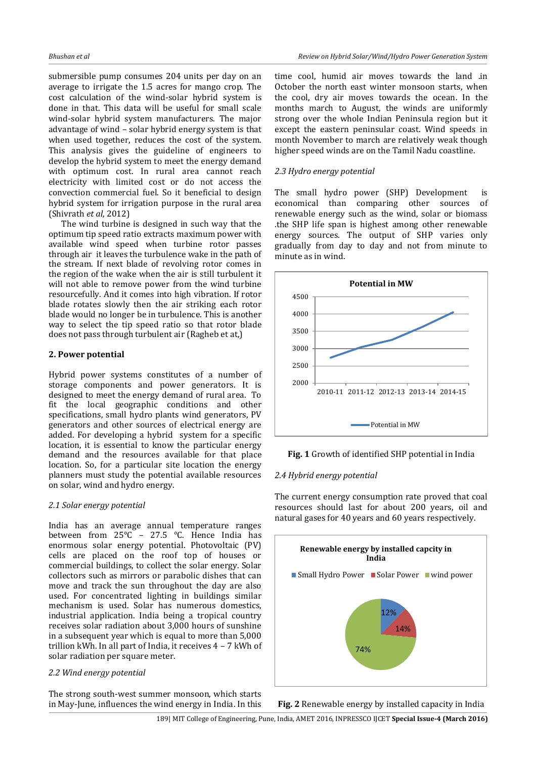submersible pump consumes 204 units per day on an average to irrigate the 1.5 acres for mango crop. The cost calculation of the wind-solar hybrid system is done in that. This data will be useful for small scale wind-solar hybrid system manufacturers. The major advantage of wind – solar hybrid energy system is that when used together, reduces the cost of the system. This analysis gives the guideline of engineers to develop the hybrid system to meet the energy demand with optimum cost. In rural area cannot reach electricity with limited cost or do not access the convection commercial fuel. So it beneficial to design hybrid system for irrigation purpose in the rural area (Shivrath *et al*, 2012)

The wind turbine is designed in such way that the optimum tip speed ratio extracts maximum power with available wind speed when turbine rotor passes through air it leaves the turbulence wake in the path of the stream. If next blade of revolving rotor comes in the region of the wake when the air is still turbulent it will not able to remove power from the wind turbine resourcefully. And it comes into high vibration. If rotor blade rotates slowly then the air striking each rotor blade would no longer be in turbulence. This is another way to select the tip speed ratio so that rotor blade does not pass through turbulent air (Ragheb et at,)

## 2. Power potential

Hybrid power systems constitutes of a number of storage components and power generators. It is designed to meet the energy demand of rural area. To fit the local geographic conditions and other specifications, small hydro plants wind generators, PV generators and other sources of electrical energy are added. For developing a hybrid system for a specific location, it is essential to know the particular energy demand and the resources available for that place location. So, for a particular site location the energy planners must study the potential available resources on solar, wind and hydro energy.

### *2.1 Solar energy potential*

India has an average annual temperature ranges between from 25℃ – 27.5 ℃. Hence India has enormous solar energy potential. Photovoltaic (PV) cells are placed on the roof top of houses or commercial buildings, to collect the solar energy. Solar collectors such as mirrors or parabolic dishes that can move and track the sun throughout the day are also used. For concentrated lighting in buildings similar mechanism is used. Solar has numerous domestics, industrial application. India being a tropical country receives solar radiation about 3,000 hours of sunshine in a subsequent year which is equal to more than 5,000 trillion kWh. In all part of India, it receives 4 – 7 kWh of solar radiation per square meter.

### *2.2 Wind energy potential*

The strong south-west summer monsoon, which starts in May-June, influences the wind energy in India. In this time cool, humid air moves towards the land .in October the north east winter monsoon starts, when the cool, dry air moves towards the ocean. In the months march to August, the winds are uniformly strong over the whole Indian Peninsula region but it except the eastern peninsular coast. Wind speeds in month November to march are relatively weak though higher speed winds are on the Tamil Nadu coastline.

### *2.3 Hydro energy potential*

The small hydro power (SHP) Development is economical than comparing other sources of renewable energy such as the wind, solar or biomass .the SHP life span is highest among other renewable energy sources. The output of SHP varies only gradually from day to day and not from minute to minute as in wind.

**Fig. 1** Growth of identified SHP potential in India

### *2.4 Hybrid energy potential*

The current energy consumption rate proved that coal resources should last for about 200 years, oil and natural gases for 40 years and 60 years respectively.

**Fig. 2** Renewable energy by installed capacity in India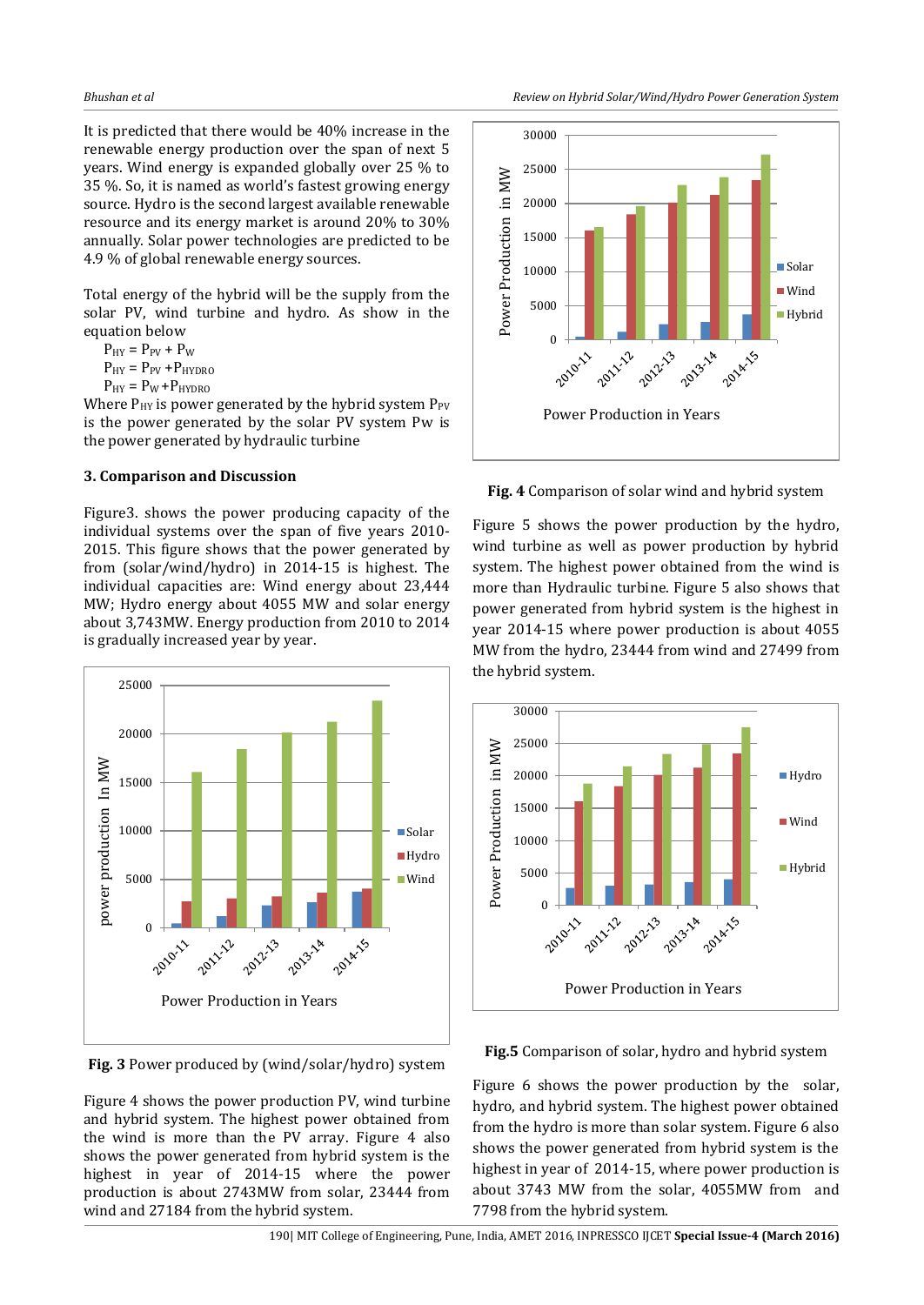It is predicted that there would be 40% increase in the renewable energy production over the span of next 5 years. Wind energy is expanded globally over 25 % to 35 %. So, it is named as world's fastest growing energy source. Hydro is the second largest available renewable resource and its energy market is around 20% to 30% annually. Solar power technologies are predicted to be 4.9 % of global renewable energy sources.

Total energy of the hybrid will be the supply from the solar PV, wind turbine and hydro. As show in the equation below

$P_{HY} = P_{PV} + P_W$

$P_{HY} = P_{PV} + P_{HYDRO}$

$P_{HY} = P_W + P_{HYDRO}$

Where $P_{HY}$ is power generated by the hybrid system $P_{PV}$ is the power generated by the solar PV system Pw is the power generated by hydraulic turbine

## 3. Comparison and Discussion

Figure3. shows the power producing capacity of the individual systems over the span of five years 2010-2015. This figure shows that the power generated by from (solar/wind/hydro) in 2014-15 is highest. The individual capacities are: Wind energy about 23,444 MW; Hydro energy about 4055 MW and solar energy about 3,743MW. Energy production from 2010 to 2014 is gradually increased year by year.

**Fig. 3** Power produced by (wind/solar/hydro) system

Figure 4 shows the power production PV, wind turbine and hybrid system. The highest power obtained from the wind is more than the PV array. Figure 4 also shows the power generated from hybrid system is the highest in year of 2014-15 where the power production is about 2743MW from solar, 23444 from wind and 27184 from the hybrid system.

**Fig. 4** Comparison of solar wind and hybrid system

Figure 5 shows the power production by the hydro, wind turbine as well as power production by hybrid system. The highest power obtained from the wind is more than Hydraulic turbine. Figure 5 also shows that power generated from hybrid system is the highest in year 2014-15 where power production is about 4055 MW from the hydro, 23444 from wind and 27499 from the hybrid system.

**Fig.5** Comparison of solar, hydro and hybrid system

Figure 6 shows the power production by the solar, hydro, and hybrid system. The highest power obtained from the hydro is more than solar system. Figure 6 also shows the power generated from hybrid system is the highest in year of 2014-15, where power production is about 3743 MW from the solar, 4055MW from and 7798 from the hybrid system.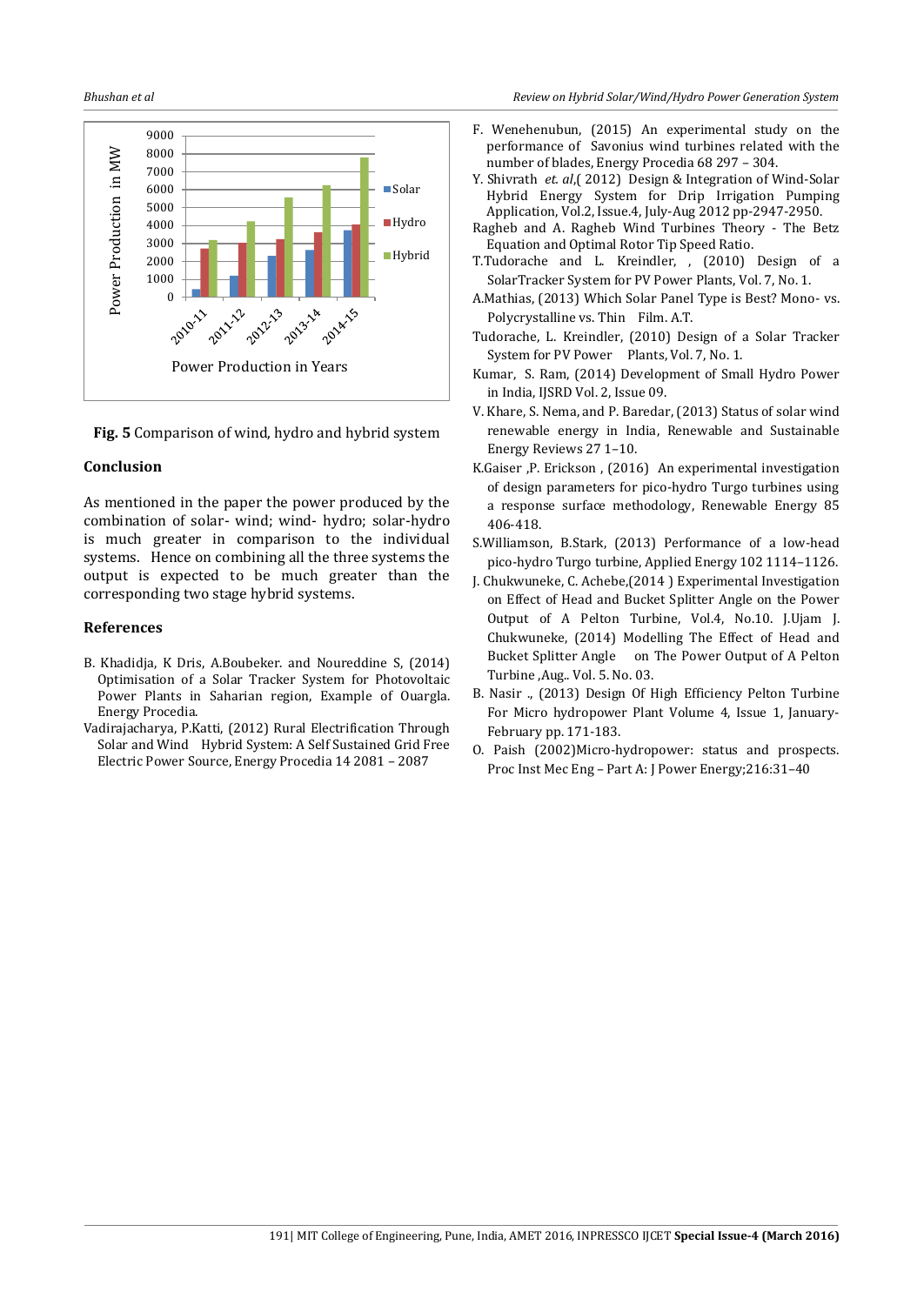9000
8000
7000
6000
5000
4000
3000
2000
1000
0

Power Production in MW

2010-11
2011-12
2012-13
2013-14
2014-15

Power Production in Years

Solar
Hydro
Hybrid

**Fig. 5** Comparison of wind, hydro and hybrid system

### Conclusion

As mentioned in the paper the power produced by the combination of solar- wind; wind- hydro; solar-hydro is much greater in comparison to the individual systems. Hence on combining all the three systems the output is expected to be much greater than the corresponding two stage hybrid systems.

### References

B. Khadidja, K Dris, A.Boubeker. and Noureddine S, (2014) Optimisation of a Solar Tracker System for Photovoltaic Power Plants in Saharian region, Example of Ouargla. Energy Procedia.

Vadirajacharya, P.Katti, (2012) Rural Electrification Through Solar and Wind Hybrid System: A Self Sustained Grid Free Electric Power Source, Energy Procedia 14 2081 – 2087

F. Wenehenubun, (2015) An experimental study on the performance of Savonius wind turbines related with the number of blades, Energy Procedia 68 297 – 304.

Y. Shivrath *et. al*,( 2012) Design & Integration of Wind-Solar Hybrid Energy System for Drip Irrigation Pumping Application, Vol.2, Issue.4, July-Aug 2012 pp-2947-2950.

Ragheb and A. Ragheb Wind Turbines Theory - The Betz Equation and Optimal Rotor Tip Speed Ratio.

T.Tudorache and L. Kreindler, , (2010) Design of a SolarTracker System for PV Power Plants, Vol. 7, No. 1.

A.Mathias, (2013) Which Solar Panel Type is Best? Mono- vs. Polycrystalline vs. Thin Film. A.T.

Tudorache, L. Kreindler, (2010) Design of a Solar Tracker System for PV Power Plants, Vol. 7, No. 1.

Kumar, S. Ram, (2014) Development of Small Hydro Power in India, IJSRD Vol. 2, Issue 09.

V. Khare, S. Nema, and P. Baredar, (2013) Status of solar wind renewable energy in India, Renewable and Sustainable Energy Reviews 27 1–10.

K.Gaiser ,P. Erickson , (2016) An experimental investigation of design parameters for pico-hydro Turgo turbines using a response surface methodology, Renewable Energy 85 406-418.

S.Williamson, B.Stark, (2013) Performance of a low-head pico-hydro Turgo turbine, Applied Energy 102 1114–1126.

J. Chukwuneke, C. Achebe,(2014 ) Experimental Investigation on Effect of Head and Bucket Splitter Angle on the Power Output of A Pelton Turbine, Vol.4, No.10. J.Ujam J. Chukwuneke, (2014) Modelling The Effect of Head and Bucket Splitter Angle on The Power Output of A Pelton Turbine ,Aug.. Vol. 5. No. 03.

B. Nasir ., (2013) Design Of High Efficiency Pelton Turbine For Micro hydropower Plant Volume 4, Issue 1, January-February pp. 171-183.

O. Paish (2002)Micro-hydropower: status and prospects. Proc Inst Mec Eng – Part A: J Power Energy;216:31–40